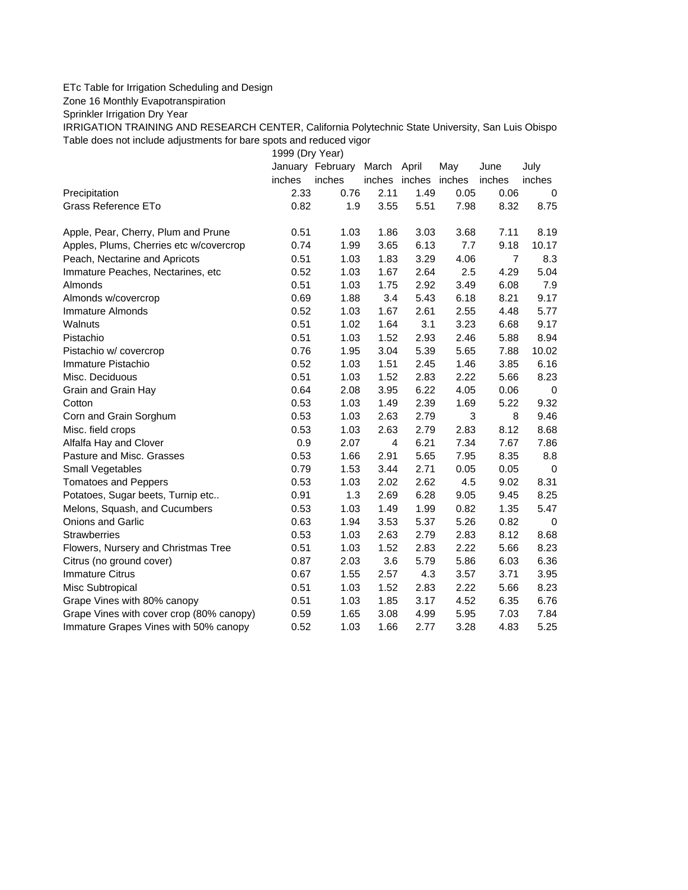ETc Table for Irrigation Scheduling and Design

Zone 16 Monthly Evapotranspiration

Sprinkler Irrigation Dry Year

IRRIGATION TRAINING AND RESEARCH CENTER, California Polytechnic State University, San Luis Obispo

Table does not include adjustments for bare spots and reduced vigor

| | 1999 (Dry Year) | | | | | | |
|---|---|---|---|---|---|---|---|
| | January | February | March | April | May | June | July |
| | inches | inches | inches | inches | inches | inches | inches |
| Precipitation | 2.33 | 0.76 | 2.11 | 1.49 | 0.05 | 0.06 | 0 |
| Grass Reference ETo | 0.82 | 1.9 | 3.55 | 5.51 | 7.98 | 8.32 | 8.75 |
| | | | | | | | |
| Apple, Pear, Cherry, Plum and Prune | 0.51 | 1.03 | 1.86 | 3.03 | 3.68 | 7.11 | 8.19 |
| Apples, Plums, Cherries etc w/covercrop | 0.74 | 1.99 | 3.65 | 6.13 | 7.7 | 9.18 | 10.17 |
| Peach, Nectarine and Apricots | 0.51 | 1.03 | 1.83 | 3.29 | 4.06 | 7 | 8.3 |
| Immature Peaches, Nectarines, etc | 0.52 | 1.03 | 1.67 | 2.64 | 2.5 | 4.29 | 5.04 |
| Almonds | 0.51 | 1.03 | 1.75 | 2.92 | 3.49 | 6.08 | 7.9 |
| Almonds w/covercrop | 0.69 | 1.88 | 3.4 | 5.43 | 6.18 | 8.21 | 9.17 |
| Immature Almonds | 0.52 | 1.03 | 1.67 | 2.61 | 2.55 | 4.48 | 5.77 |
| Walnuts | 0.51 | 1.02 | 1.64 | 3.1 | 3.23 | 6.68 | 9.17 |
| Pistachio | 0.51 | 1.03 | 1.52 | 2.93 | 2.46 | 5.88 | 8.94 |
| Pistachio w/ covercrop | 0.76 | 1.95 | 3.04 | 5.39 | 5.65 | 7.88 | 10.02 |
| Immature Pistachio | 0.52 | 1.03 | 1.51 | 2.45 | 1.46 | 3.85 | 6.16 |
| Misc. Deciduous | 0.51 | 1.03 | 1.52 | 2.83 | 2.22 | 5.66 | 8.23 |
| Grain and Grain Hay | 0.64 | 2.08 | 3.95 | 6.22 | 4.05 | 0.06 | 0 |
| Cotton | 0.53 | 1.03 | 1.49 | 2.39 | 1.69 | 5.22 | 9.32 |
| Corn and Grain Sorghum | 0.53 | 1.03 | 2.63 | 2.79 | 3 | 8 | 9.46 |
| Misc. field crops | 0.53 | 1.03 | 2.63 | 2.79 | 2.83 | 8.12 | 8.68 |
| Alfalfa Hay and Clover | 0.9 | 2.07 | 4 | 6.21 | 7.34 | 7.67 | 7.86 |
| Pasture and Misc. Grasses | 0.53 | 1.66 | 2.91 | 5.65 | 7.95 | 8.35 | 8.8 |
| Small Vegetables | 0.79 | 1.53 | 3.44 | 2.71 | 0.05 | 0.05 | 0 |
| Tomatoes and Peppers | 0.53 | 1.03 | 2.02 | 2.62 | 4.5 | 9.02 | 8.31 |
| Potatoes, Sugar beets, Turnip etc.. | 0.91 | 1.3 | 2.69 | 6.28 | 9.05 | 9.45 | 8.25 |
| Melons, Squash, and Cucumbers | 0.53 | 1.03 | 1.49 | 1.99 | 0.82 | 1.35 | 5.47 |
| Onions and Garlic | 0.63 | 1.94 | 3.53 | 5.37 | 5.26 | 0.82 | 0 |
| Strawberries | 0.53 | 1.03 | 2.63 | 2.79 | 2.83 | 8.12 | 8.68 |
| Flowers, Nursery and Christmas Tree | 0.51 | 1.03 | 1.52 | 2.83 | 2.22 | 5.66 | 8.23 |
| Citrus (no ground cover) | 0.87 | 2.03 | 3.6 | 5.79 | 5.86 | 6.03 | 6.36 |
| Immature Citrus | 0.67 | 1.55 | 2.57 | 4.3 | 3.57 | 3.71 | 3.95 |
| Misc Subtropical | 0.51 | 1.03 | 1.52 | 2.83 | 2.22 | 5.66 | 8.23 |
| Grape Vines with 80% canopy | 0.51 | 1.03 | 1.85 | 3.17 | 4.52 | 6.35 | 6.76 |
| Grape Vines with cover crop (80% canopy) | 0.59 | 1.65 | 3.08 | 4.99 | 5.95 | 7.03 | 7.84 |
| Immature Grapes Vines with 50% canopy | 0.52 | 1.03 | 1.66 | 2.77 | 3.28 | 4.83 | 5.25 |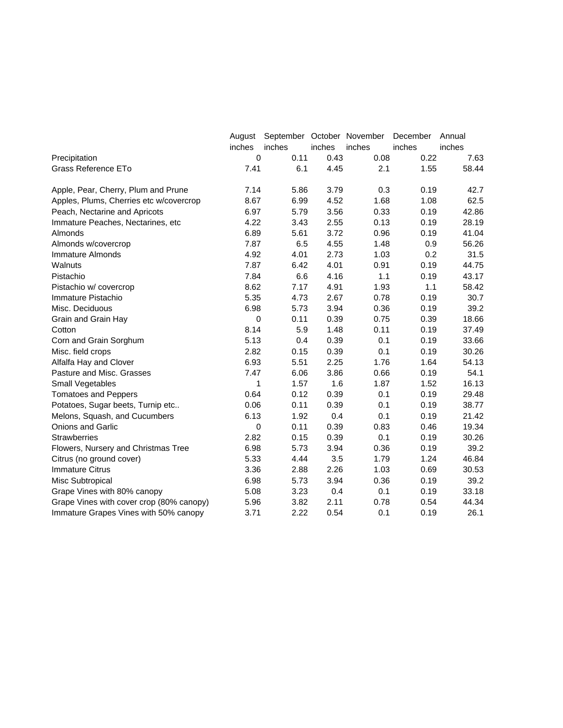| | August inches | September inches | October inches | November inches | December inches | Annual inches |
|---|---|---|---|---|---|---|
| Precipitation | 0 | 0.11 | 0.43 | 0.08 | 0.22 | 7.63 |
| Grass Reference ETo | 7.41 | 6.1 | 4.45 | 2.1 | 1.55 | 58.44 |
| | | | | | | |
| Apple, Pear, Cherry, Plum and Prune | 7.14 | 5.86 | 3.79 | 0.3 | 0.19 | 42.7 |
| Apples, Plums, Cherries etc w/covercrop | 8.67 | 6.99 | 4.52 | 1.68 | 1.08 | 62.5 |
| Peach, Nectarine and Apricots | 6.97 | 5.79 | 3.56 | 0.33 | 0.19 | 42.86 |
| Immature Peaches, Nectarines, etc | 4.22 | 3.43 | 2.55 | 0.13 | 0.19 | 28.19 |
| Almonds | 6.89 | 5.61 | 3.72 | 0.96 | 0.19 | 41.04 |
| Almonds w/covercrop | 7.87 | 6.5 | 4.55 | 1.48 | 0.9 | 56.26 |
| Immature Almonds | 4.92 | 4.01 | 2.73 | 1.03 | 0.2 | 31.5 |
| Walnuts | 7.87 | 6.42 | 4.01 | 0.91 | 0.19 | 44.75 |
| Pistachio | 7.84 | 6.6 | 4.16 | 1.1 | 0.19 | 43.17 |
| Pistachio w/ covercrop | 8.62 | 7.17 | 4.91 | 1.93 | 1.1 | 58.42 |
| Immature Pistachio | 5.35 | 4.73 | 2.67 | 0.78 | 0.19 | 30.7 |
| Misc. Deciduous | 6.98 | 5.73 | 3.94 | 0.36 | 0.19 | 39.2 |
| Grain and Grain Hay | 0 | 0.11 | 0.39 | 0.75 | 0.39 | 18.66 |
| Cotton | 8.14 | 5.9 | 1.48 | 0.11 | 0.19 | 37.49 |
| Corn and Grain Sorghum | 5.13 | 0.4 | 0.39 | 0.1 | 0.19 | 33.66 |
| Misc. field crops | 2.82 | 0.15 | 0.39 | 0.1 | 0.19 | 30.26 |
| Alfalfa Hay and Clover | 6.93 | 5.51 | 2.25 | 1.76 | 1.64 | 54.13 |
| Pasture and Misc. Grasses | 7.47 | 6.06 | 3.86 | 0.66 | 0.19 | 54.1 |
| Small Vegetables | 1 | 1.57 | 1.6 | 1.87 | 1.52 | 16.13 |
| Tomatoes and Peppers | 0.64 | 0.12 | 0.39 | 0.1 | 0.19 | 29.48 |
| Potatoes, Sugar beets, Turnip etc.. | 0.06 | 0.11 | 0.39 | 0.1 | 0.19 | 38.77 |
| Melons, Squash, and Cucumbers | 6.13 | 1.92 | 0.4 | 0.1 | 0.19 | 21.42 |
| Onions and Garlic | 0 | 0.11 | 0.39 | 0.83 | 0.46 | 19.34 |
| Strawberries | 2.82 | 0.15 | 0.39 | 0.1 | 0.19 | 30.26 |
| Flowers, Nursery and Christmas Tree | 6.98 | 5.73 | 3.94 | 0.36 | 0.19 | 39.2 |
| Citrus (no ground cover) | 5.33 | 4.44 | 3.5 | 1.79 | 1.24 | 46.84 |
| Immature Citrus | 3.36 | 2.88 | 2.26 | 1.03 | 0.69 | 30.53 |
| Misc Subtropical | 6.98 | 5.73 | 3.94 | 0.36 | 0.19 | 39.2 |
| Grape Vines with 80% canopy | 5.08 | 3.23 | 0.4 | 0.1 | 0.19 | 33.18 |
| Grape Vines with cover crop (80% canopy) | 5.96 | 3.82 | 2.11 | 0.78 | 0.54 | 44.34 |
| Immature Grapes Vines with 50% canopy | 3.71 | 2.22 | 0.54 | 0.1 | 0.19 | 26.1 |